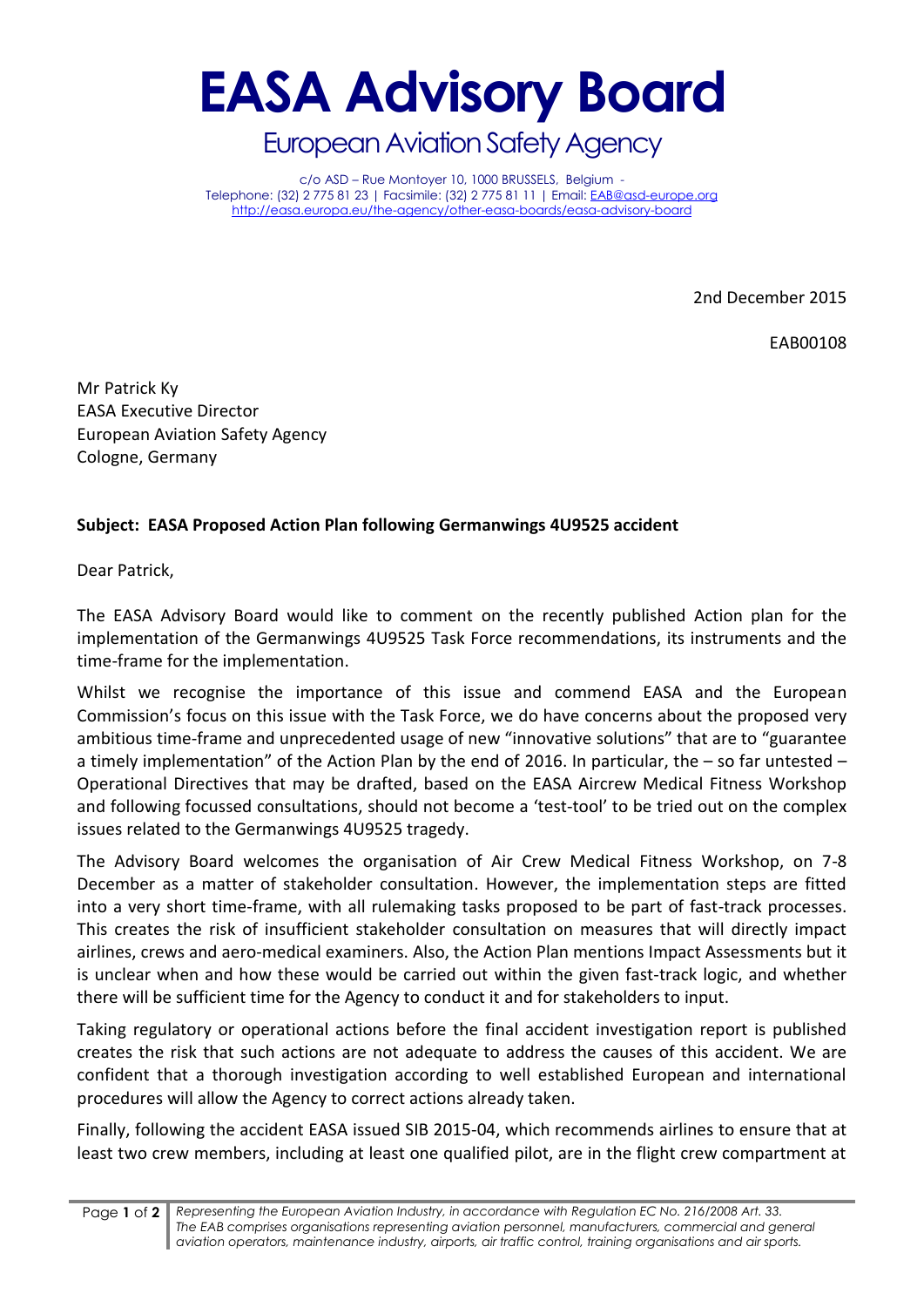# EASA Advisory Board

## European Aviation Safety Agency

c/o ASD – Rue Montoyer 10, 1000 BRUSSELS, Belgium -
Telephone: (32) 2 775 81 23 | Facsimile: (32) 2 775 81 11 | Email: EAB@asd-europe.org
http://easa.europa.eu/the-agency/other-easa-boards/easa-advisory-board

2nd December 2015

EAB00108

Mr Patrick Ky
EASA Executive Director
European Aviation Safety Agency
Cologne, Germany

**Subject: EASA Proposed Action Plan following Germanwings 4U9525 accident**

Dear Patrick,

The EASA Advisory Board would like to comment on the recently published Action plan for the implementation of the Germanwings 4U9525 Task Force recommendations, its instruments and the time-frame for the implementation.

Whilst we recognise the importance of this issue and commend EASA and the European Commission's focus on this issue with the Task Force, we do have concerns about the proposed very ambitious time-frame and unprecedented usage of new "innovative solutions" that are to "guarantee a timely implementation" of the Action Plan by the end of 2016. In particular, the – so far untested – Operational Directives that may be drafted, based on the EASA Aircrew Medical Fitness Workshop and following focussed consultations, should not become a 'test-tool' to be tried out on the complex issues related to the Germanwings 4U9525 tragedy.

The Advisory Board welcomes the organisation of Air Crew Medical Fitness Workshop, on 7-8 December as a matter of stakeholder consultation. However, the implementation steps are fitted into a very short time-frame, with all rulemaking tasks proposed to be part of fast-track processes. This creates the risk of insufficient stakeholder consultation on measures that will directly impact airlines, crews and aero-medical examiners. Also, the Action Plan mentions Impact Assessments but it is unclear when and how these would be carried out within the given fast-track logic, and whether there will be sufficient time for the Agency to conduct it and for stakeholders to input.

Taking regulatory or operational actions before the final accident investigation report is published creates the risk that such actions are not adequate to address the causes of this accident. We are confident that a thorough investigation according to well established European and international procedures will allow the Agency to correct actions already taken.

Finally, following the accident EASA issued SIB 2015-04, which recommends airlines to ensure that at least two crew members, including at least one qualified pilot, are in the flight crew compartment at

*Representing the European Aviation Industry, in accordance with Regulation EC No. 216/2008 Art. 33. The EAB comprises organisations representing aviation personnel, manufacturers, commercial and general aviation operators, maintenance industry, airports, air traffic control, training organisations and air sports.*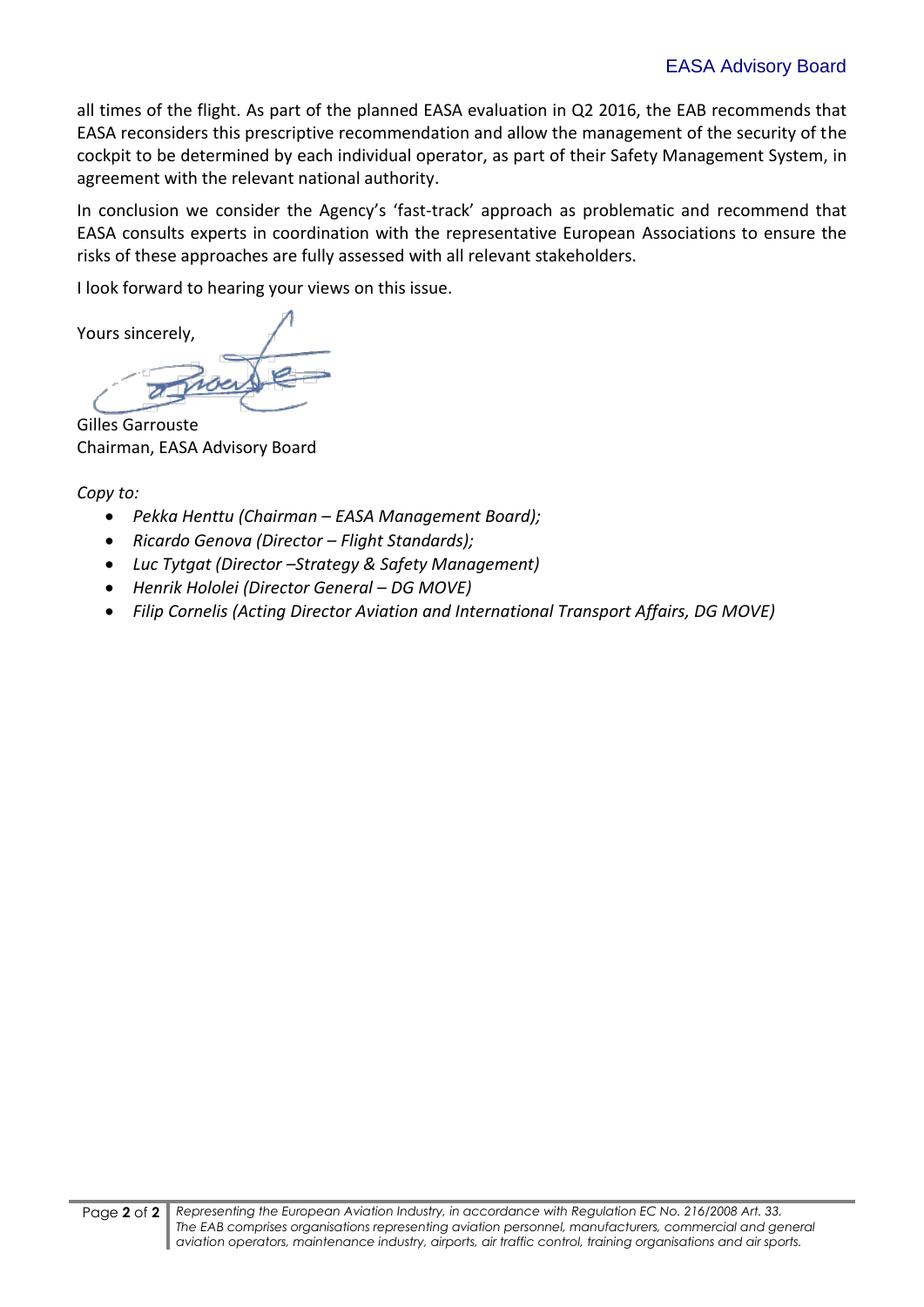all times of the flight. As part of the planned EASA evaluation in Q2 2016, the EAB recommends that EASA reconsiders this prescriptive recommendation and allow the management of the security of the cockpit to be determined by each individual operator, as part of their Safety Management System, in agreement with the relevant national authority.

In conclusion we consider the Agency's 'fast-track' approach as problematic and recommend that EASA consults experts in coordination with the representative European Associations to ensure the risks of these approaches are fully assessed with all relevant stakeholders.

I look forward to hearing your views on this issue.

Yours sincerely,

Gilles Garrouste  
Chairman, EASA Advisory Board

*Copy to:*

- *Pekka Henttu (Chairman – EASA Management Board);*
- *Ricardo Genova (Director – Flight Standards);*
- *Luc Tytgat (Director –Strategy & Safety Management)*
- *Henrik Hololei (Director General – DG MOVE)*
- *Filip Cornelis (Acting Director Aviation and International Transport Affairs, DG MOVE)*